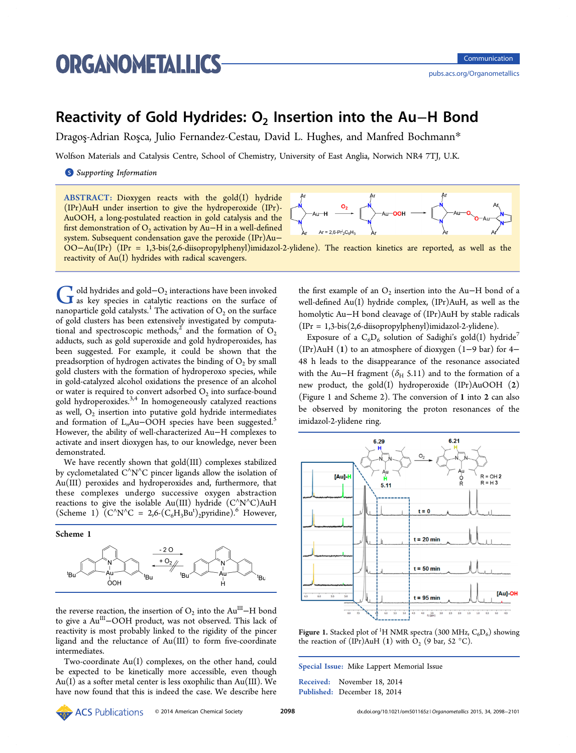# Reactivity of Gold Hydrides: $O_2$ Insertion into the Au–H Bond

Dragoş-Adrian Roşca, Julio Fernandez-Cestau, David L. Hughes, and Manfred Bochmann*

Wolfson Materials and Catalysis Centre, School of Chemistry, University of East Anglia, Norwich NR4 7TJ, U.K.

Supporting Information

**ABSTRACT:** Dioxygen reacts with the gold(I) hydride (IPr)AuH under insertion to give the hydroperoxide (IPr)AuOOH, a long-postulated reaction in gold catalysis and the first demonstration of $O_2$ activation by Au–H in a well-defined system. Subsequent condensation gave the peroxide (IPr)Au–OO–Au(IPr) (IPr = 1,3-bis(2,6-diisopropylphenyl)imidazol-2-ylidene). The reaction kinetics are reported, as well as the reactivity of Au(I) hydrides with radical scavengers.

Gold hydrides and gold–$O_2$ interactions have been invoked as key species in catalytic reactions on the surface of nanoparticle gold catalysts.[1] The activation of $O_2$ on the surface of gold clusters has been extensively investigated by computational and spectroscopic methods,[2] and the formation of $O_2$ adducts, such as gold superoxide and gold hydroperoxides, has been suggested. For example, it could be shown that the preadsorption of hydrogen activates the binding of $O_2$ by small gold clusters with the formation of hydroperoxo species, while in gold-catalyzed alcohol oxidations the presence of an alcohol or water is required to convert adsorbed $O_2$ into surface-bound gold hydroperoxides.[3,4] In homogeneously catalyzed reactions as well, $O_2$ insertion into putative gold hydride intermediates and formation of $L_nAu$–OOH species have been suggested.[5] However, the ability of well-characterized Au–H complexes to activate and insert dioxygen has, to our knowledge, never been demonstrated.

We have recently shown that gold(III) complexes stabilized by cyclometalated C^N^C pincer ligands allow the isolation of Au(III) peroxides and hydroperoxides and, furthermore, that these complexes undergo successive oxygen abstraction reactions to give the isolable Au(III) hydride (C^N^C)AuH (Scheme 1) (C^N^C = 2,6-($C_6H_3Bu^t$)$_2$pyridine).[6] However,

**Scheme 1**

the reverse reaction, the insertion of $O_2$ into the $Au^{III}$–H bond to give a $Au^{III}$–OOH product, was not observed. This lack of reactivity is most probably linked to the rigidity of the pincer ligand and the reluctance of Au(III) to form five-coordinate intermediates.

Two-coordinate Au(I) complexes, on the other hand, could be expected to be kinetically more accessible, even though Au(I) as a softer metal center is less oxophilic than Au(III). We have now found that this is indeed the case. We describe here the first example of an $O_2$ insertion into the Au–H bond of a well-defined Au(I) hydride complex, (IPr)AuH, as well as the homolytic Au–H bond cleavage of (IPr)AuH by stable radicals (IPr = 1,3-bis(2,6-diisopropylphenyl)imidazol-2-ylidene).

Exposure of a $C_6D_6$ solution of Sadighi's gold(I) hydride[7] (IPr)AuH (**1**) to an atmosphere of dioxygen (1–9 bar) for 4–48 h leads to the disappearance of the resonance associated with the Au–H fragment ($\delta_H$ 5.11) and to the formation of a new product, the gold(I) hydroperoxide (IPr)AuOOH (**2**) (Figure 1 and Scheme 2). The conversion of **1** into **2** can also be observed by monitoring the proton resonances of the imidazol-2-ylidene ring.

Figure 1. Stacked plot of $^1$H NMR spectra (300 MHz, $C_6D_6$) showing the reaction of (IPr)AuH (**1**) with $O_2$ (9 bar, 52 °C).

Special Issue: Mike Lappert Memorial Issue

Received: November 18, 2014
Published: December 18, 2014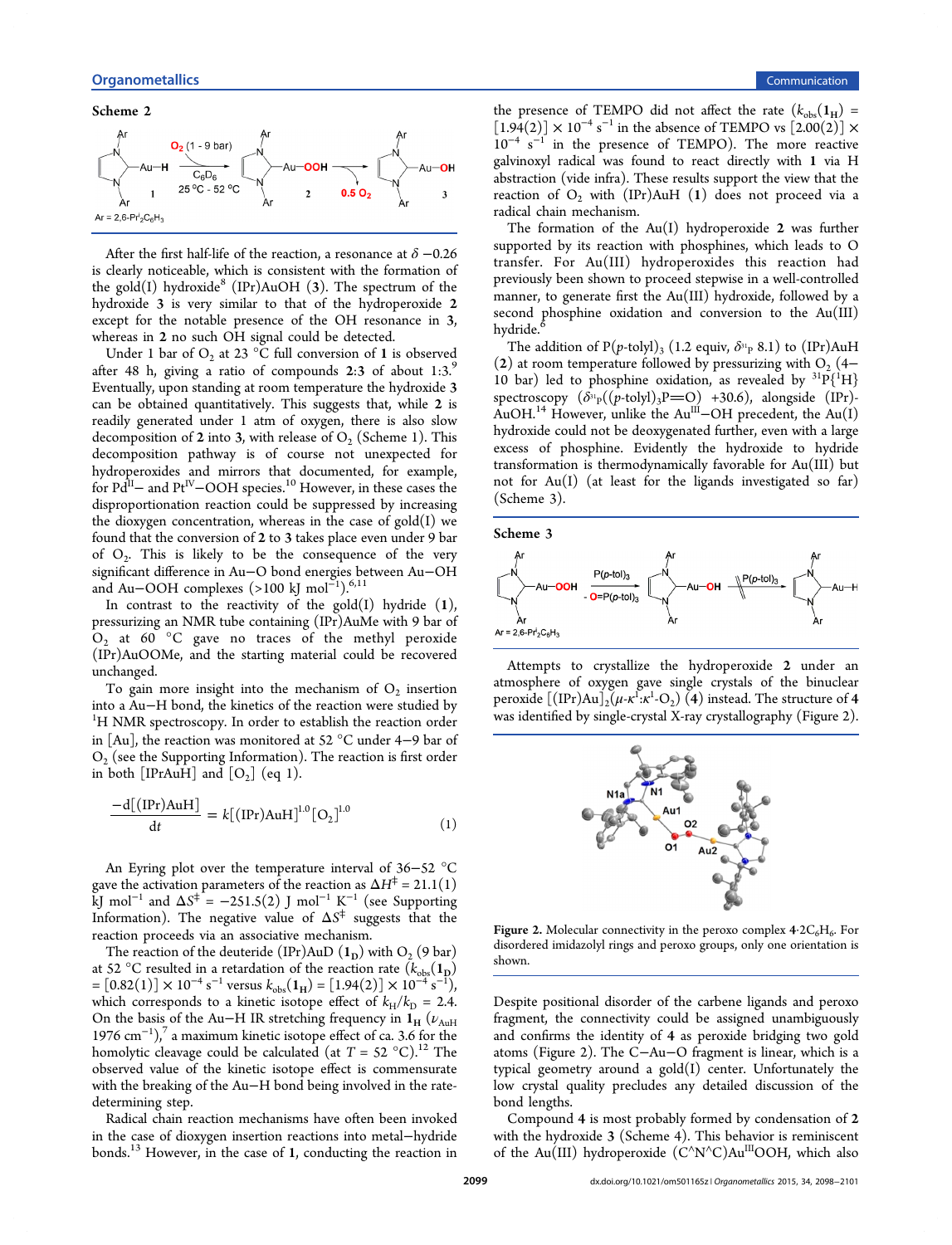**Scheme 2**

After the first half-life of the reaction, a resonance at δ −0.26 is clearly noticeable, which is consistent with the formation of the gold(I) hydroxide[8] (IPr)AuOH (**3**). The spectrum of the hydroxide **3** is very similar to that of the hydroperoxide **2** except for the notable presence of the OH resonance in **3**, whereas in **2** no such OH signal could be detected.

Under 1 bar of $O_2$ at 23 °C full conversion of **1** is observed after 48 h, giving a ratio of compounds **2**:**3** of about 1:3.[9] Eventually, upon standing at room temperature the hydroxide **3** can be obtained quantitatively. This suggests that, while **2** is readily generated under 1 atm of oxygen, there is also slow decomposition of **2** into **3**, with release of $O_2$ (Scheme 1). This decomposition pathway is of course not unexpected for hydroperoxides and mirrors that documented, for example, for $Pd^{II}$− and $Pt^{IV}$−OOH species.[10] However, in these cases the disproportionation reaction could be suppressed by increasing the dioxygen concentration, whereas in the case of gold(I) we found that the conversion of **2** to **3** takes place even under 9 bar of $O_2$. This is likely to be the consequence of the very significant difference in Au−O bond energies between Au−OH and Au−OOH complexes (>100 kJ $mol^{-1}$).[6,11]

In contrast to the reactivity of the gold(I) hydride (**1**), pressurizing an NMR tube containing (IPr)AuMe with 9 bar of $O_2$ at 60 °C gave no traces of the methyl peroxide (IPr)AuOOMe, and the starting material could be recovered unchanged.

To gain more insight into the mechanism of $O_2$ insertion into a Au−H bond, the kinetics of the reaction were studied by $^1H$ NMR spectroscopy. In order to establish the reaction order in [Au], the reaction was monitored at 52 °C under 4−9 bar of $O_2$ (see the Supporting Information). The reaction is first order in both [IPrAuH] and [$O_2$] (eq 1).

$$\frac{-d[(\mathrm{IPr})\mathrm{AuH}]}{dt} = k[(\mathrm{IPr})\mathrm{AuH}]^{1.0}[\mathrm{O_2}]^{1.0} \quad (1)$$

An Eyring plot over the temperature interval of 36−52 °C gave the activation parameters of the reaction as $\Delta H^{\ddagger}$ = 21.1(1) kJ $mol^{-1}$ and $\Delta S^{\ddagger}$ = −251.5(2) J $mol^{-1}$ $K^{-1}$ (see Supporting Information). The negative value of $\Delta S^{\ddagger}$ suggests that the reaction proceeds via an associative mechanism.

The reaction of the deuteride (IPr)AuD ($\mathbf{1_D}$) with $O_2$ (9 bar) at 52 °C resulted in a retardation of the reaction rate ($k_{obs}(\mathbf{1_D})$ = [0.82(1)] × $10^{-4}$ $s^{-1}$ versus $k_{obs}(\mathbf{1_H})$ = [1.94(2)] × $10^{-4}$ $s^{-1}$), which corresponds to a kinetic isotope effect of $k_H/k_D$ = 2.4. On the basis of the Au−H IR stretching frequency in $\mathbf{1_H}$ ($\nu_{AuH}$ 1976 $cm^{-1}$),[7] a maximum kinetic isotope effect of ca. 3.6 for the homolytic cleavage could be calculated (at $T$ = 52 °C).[12] The observed value of the kinetic isotope effect is commensurate with the breaking of the Au−H bond being involved in the rate-determining step.

Radical chain reaction mechanisms have often been invoked in the case of dioxygen insertion reactions into metal−hydride bonds.[13] However, in the case of **1**, conducting the reaction in the presence of TEMPO did not affect the rate ($k_{obs}(\mathbf{1_H})$ = [1.94(2)] × $10^{-4}$ $s^{-1}$ in the absence of TEMPO vs [2.00(2)] × $10^{-4}$ $s^{-1}$ in the presence of TEMPO). The more reactive galvinoxyl radical was found to react directly with **1** via H abstraction (vide infra). These results support the view that the reaction of $O_2$ with (IPr)AuH (**1**) does not proceed via a radical chain mechanism.

The formation of the Au(I) hydroperoxide **2** was further supported by its reaction with phosphines, which leads to O transfer. For Au(III) hydroperoxides this reaction had previously been shown to proceed stepwise in a well-controlled manner, to generate first the Au(III) hydroxide, followed by a second phosphine oxidation and conversion to the Au(III) hydride.[6]

The addition of P(*p*-tolyl)$_3$ (1.2 equiv, $\delta_{^{31}P}$ 8.1) to (IPr)AuH (**2**) at room temperature followed by pressurizing with $O_2$ (4−10 bar) led to phosphine oxidation, as revealed by $^{31}P\{^1H\}$ spectroscopy ($\delta_{^{31}P}$((*p*-tolyl)$_3$P=O) +30.6), alongside (IPr)-AuOH.[14] However, unlike the $Au^{III}$−OH precedent, the Au(I) hydroxide could not be deoxygenated further, even with a large excess of phosphine. Evidently the hydroxide to hydride transformation is thermodynamically favorable for Au(III) but not for Au(I) (at least for the ligands investigated so far) (Scheme 3).

**Scheme 3**

Attempts to crystallize the hydroperoxide **2** under an atmosphere of oxygen gave single crystals of the binuclear peroxide [(IPr)Au]$_2$($\mu$-$\kappa^1$:$\kappa^1$-$O_2$) (**4**) instead. The structure of **4** was identified by single-crystal X-ray crystallography (Figure 2).

Figure 2. Molecular connectivity in the peroxo complex **4**·2$C_6H_6$. For disordered imidazolyl rings and peroxo groups, only one orientation is shown.

Despite positional disorder of the carbene ligands and peroxo fragment, the connectivity could be assigned unambiguously and confirms the identity of **4** as peroxide bridging two gold atoms (Figure 2). The C−Au−O fragment is linear, which is a typical geometry around a gold(I) center. Unfortunately the low crystal quality precludes any detailed discussion of the bond lengths.

Compound **4** is most probably formed by condensation of **2** with the hydroxide **3** (Scheme 4). This behavior is reminiscent of the Au(III) hydroperoxide (C^N^C)$Au^{III}$OOH, which also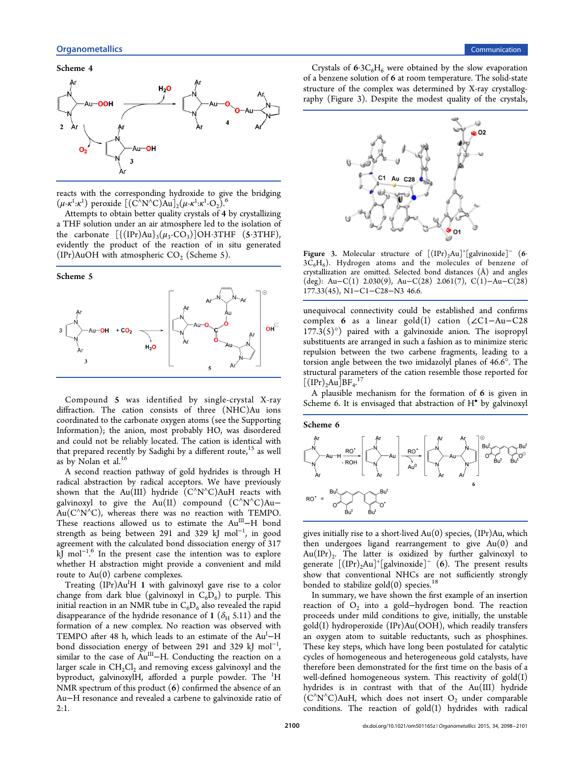**Scheme 4**

reacts with the corresponding hydroxide to give the bridging ($\mu$-$\kappa^1$:$\kappa^1$) peroxide [(C^N^C)Au]$_2$($\mu$-$\kappa^1$:$\kappa^1$-$O_2$).[6]

Attempts to obtain better quality crystals of **4** by crystallizing a THF solution under an air atmosphere led to the isolation of the carbonate [{(IPr)Au}$_3$($\mu_3$-$CO_3$)]OH·3THF (**5**·3THF), evidently the product of the reaction of in situ generated (IPr)AuOH with atmospheric $CO_2$ (Scheme 5).

**Scheme 5**

Compound **5** was identified by single-crystal X-ray diffraction. The cation consists of three (NHC)Au ions coordinated to the carbonate oxygen atoms (see the Supporting Information); the anion, most probably HO, was disordered and could not be reliably located. The cation is identical with that prepared recently by Sadighi by a different route,[15] as well as by Nolan et al.[16]

A second reaction pathway of gold hydrides is through H radical abstraction by radical acceptors. We have previously shown that the Au(III) hydride (C^N^C)AuH reacts with galvinoxyl to give the Au(II) compound (C^N^C)Au−Au(C^N^C), whereas there was no reaction with TEMPO. These reactions allowed us to estimate the Au$^{III}$−H bond strength as being between 291 and 329 kJ mol$^{-1}$, in good agreement with the calculated bond dissociation energy of 317 kJ mol$^{-1}$.[6] In the present case the intention was to explore whether H abstraction might provide a convenient and mild route to Au(0) carbene complexes.

Treating (IPr)Au$^I$H **1** with galvinoxyl gave rise to a color change from dark blue (galvinoxyl in $C_6D_6$) to purple. This initial reaction in an NMR tube in $C_6D_6$ also revealed the rapid disappearance of the hydride resonance of **1** ($\delta_H$ 5.11) and the formation of a new complex. No reaction was observed with TEMPO after 48 h, which leads to an estimate of the Au$^I$−H bond dissociation energy of between 291 and 329 kJ mol$^{-1}$, similar to the case of Au$^{III}$−H. Conducting the reaction on a larger scale in $CH_2Cl_2$ and removing excess galvinoxyl and the byproduct, galvinoxylH, afforded a purple powder. The $^1$H NMR spectrum of this product (**6**) confirmed the absence of an Au−H resonance and revealed a carbene to galvinoxide ratio of 2:1.

Crystals of **6**·3$C_6H_6$ were obtained by the slow evaporation of a benzene solution of **6** at room temperature. The solid-state structure of the complex was determined by X-ray crystallography (Figure 3). Despite the modest quality of the crystals,

**Figure 3.** Molecular structure of [(IPr)$_2$Au]$^+$[galvinoxide]$^-$ (**6**·3$C_6H_6$). Hydrogen atoms and the molecules of benzene of crystallization are omitted. Selected bond distances (Å) and angles (deg): Au−C(1) 2.030(9), Au−C(28) 2.061(7), C(1)−Au−C(28) 177.33(45), N1−C1−C28−N3 46.6.

unequivocal connectivity could be established and confirms complex **6** as a linear gold(I) cation (∠C1−Au−C28 177.3(5)°) paired with a galvinoxide anion. The isopropyl substituents are arranged in such a fashion as to minimize steric repulsion between the two carbene fragments, leading to a torsion angle between the two imidazolyl planes of 46.6°. The structural parameters of the cation resemble those reported for [(IPr)$_2$Au]$BF_4$.[17]

A plausible mechanism for the formation of **6** is given in Scheme 6. It is envisaged that abstraction of H$^•$ by galvinoxyl

**Scheme 6**

gives initially rise to a short-lived Au(0) species, (IPr)Au, which then undergoes ligand rearrangement to give Au(0) and Au(IPr)$_2$. The latter is oxidized by further galvinoxyl to generate [(IPr)$_2$Au]$^+$[galvinoxide]$^-$ (**6**). The present results show that conventional NHCs are not sufficiently strongly bonded to stabilize gold(0) species.[18]

In summary, we have shown the first example of an insertion reaction of $O_2$ into a gold−hydrogen bond. The reaction proceeds under mild conditions to give, initially, the unstable gold(I) hydroperoxide (IPr)Au(OOH), which readily transfers an oxygen atom to suitable reductants, such as phosphines. These key steps, which have long been postulated for catalytic cycles of homogeneous and heterogeneous gold catalysts, have therefore been demonstrated for the first time on the basis of a well-defined homogeneous system. This reactivity of gold(I) hydrides is in contrast with that of the Au(III) hydride (C^N^C)AuH, which does not insert $O_2$ under comparable conditions. The reaction of gold(I) hydrides with radical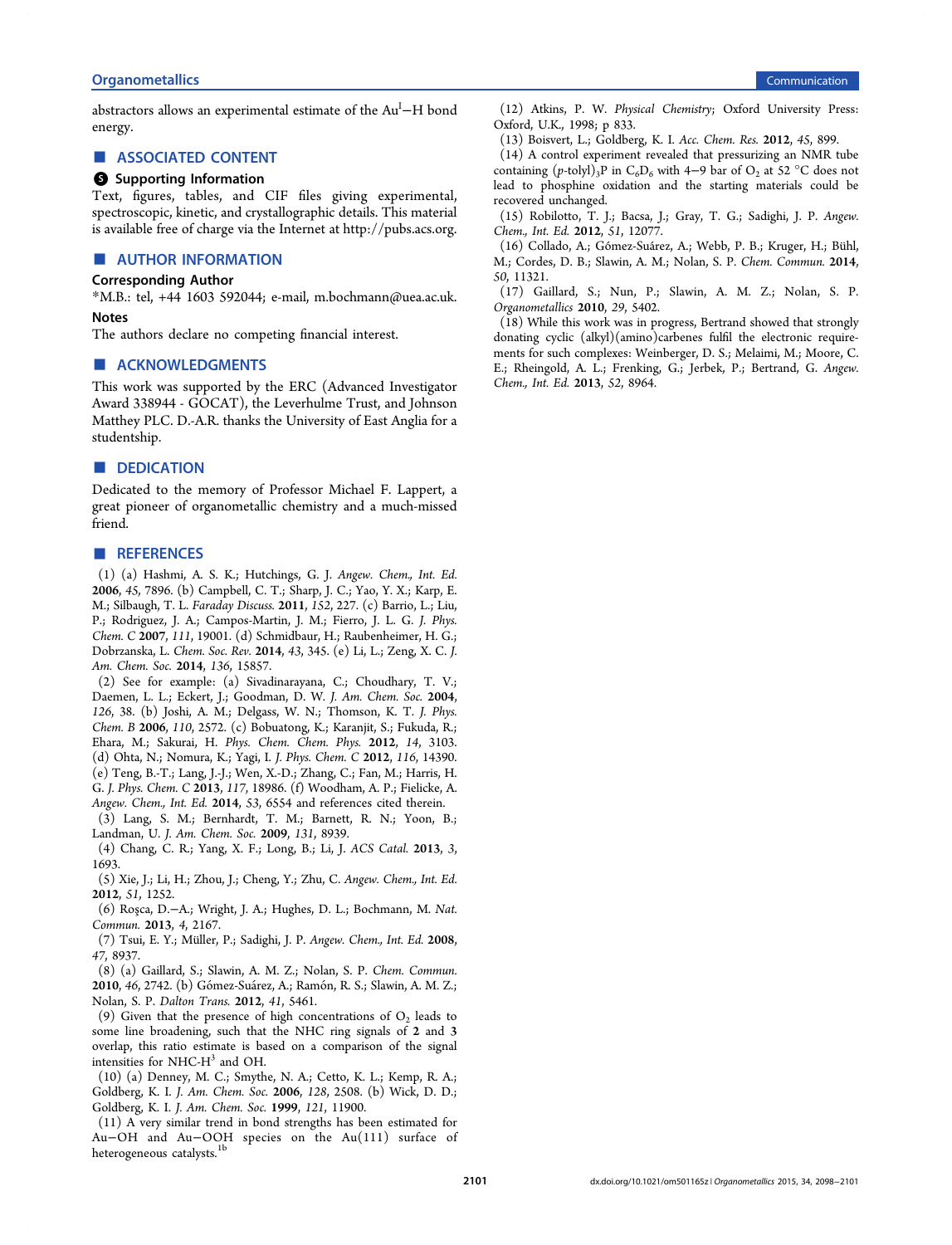abstractors allows an experimental estimate of the Au$^{I}$−H bond energy.

## ■ ASSOCIATED CONTENT

### Supporting Information

Text, figures, tables, and CIF files giving experimental, spectroscopic, kinetic, and crystallographic details. This material is available free of charge via the Internet at http://pubs.acs.org.

## ■ AUTHOR INFORMATION

### Corresponding Author

*M.B.: tel, +44 1603 592044; e-mail, m.bochmann@uea.ac.uk.

### Notes

The authors declare no competing financial interest.

## ■ ACKNOWLEDGMENTS

This work was supported by the ERC (Advanced Investigator Award 338944 - GOCAT), the Leverhulme Trust, and Johnson Matthey PLC. D.-A.R. thanks the University of East Anglia for a studentship.

## ■ DEDICATION

Dedicated to the memory of Professor Michael F. Lappert, a great pioneer of organometallic chemistry and a much-missed friend.

## ■ REFERENCES

(1) (a) Hashmi, A. S. K.; Hutchings, G. J. *Angew. Chem., Int. Ed.* **2006**, *45*, 7896. (b) Campbell, C. T.; Sharp, J. C.; Yao, Y. X.; Karp, E. M.; Silbaugh, T. L. *Faraday Discuss.* **2011**, *152*, 227. (c) Barrio, L.; Liu, P.; Rodriguez, J. A.; Campos-Martin, J. M.; Fierro, J. L. G. *J. Phys. Chem. C* **2007**, *111*, 19001. (d) Schmidbaur, H.; Raubenheimer, H. G.; Dobrzanska, L. *Chem. Soc. Rev.* **2014**, *43*, 345. (e) Li, L.; Zeng, X. C. *J. Am. Chem. Soc.* **2014**, *136*, 15857.

(2) See for example: (a) Sivadinarayana, C.; Choudhary, T. V.; Daemen, L. L.; Eckert, J.; Goodman, D. W. *J. Am. Chem. Soc.* **2004**, *126*, 38. (b) Joshi, A. M.; Delgass, W. N.; Thomson, K. T. *J. Phys. Chem. B* **2006**, *110*, 2572. (c) Bobuatong, K.; Karanjit, S.; Fukuda, R.; Ehara, M.; Sakurai, H. *Phys. Chem. Chem. Phys.* **2012**, *14*, 3103. (d) Ohta, N.; Nomura, K.; Yagi, I. *J. Phys. Chem. C* **2012**, *116*, 14390. (e) Teng, B.-T.; Lang, J.-J.; Wen, X.-D.; Zhang, C.; Fan, M.; Harris, H. G. *J. Phys. Chem. C* **2013**, *117*, 18986. (f) Woodham, A. P.; Fielicke, A. *Angew. Chem., Int. Ed.* **2014**, *53*, 6554 and references cited therein.

(3) Lang, S. M.; Bernhardt, T. M.; Barnett, R. N.; Yoon, B.; Landman, U. *J. Am. Chem. Soc.* **2009**, *131*, 8939.

(4) Chang, C. R.; Yang, X. F.; Long, B.; Li, J. *ACS Catal.* **2013**, *3*, 1693.

(5) Xie, J.; Li, H.; Zhou, J.; Cheng, Y.; Zhu, C. *Angew. Chem., Int. Ed.* **2012**, *51*, 1252.

(6) Roşca, D.−A.; Wright, J. A.; Hughes, D. L.; Bochmann, M. *Nat. Commun.* **2013**, *4*, 2167.

(7) Tsui, E. Y.; Müller, P.; Sadighi, J. P. *Angew. Chem., Int. Ed.* **2008**, *47*, 8937.

(8) (a) Gaillard, S.; Slawin, A. M. Z.; Nolan, S. P. *Chem. Commun.* **2010**, *46*, 2742. (b) Gómez-Suárez, A.; Ramón, R. S.; Slawin, A. M. Z.; Nolan, S. P. *Dalton Trans.* **2012**, *41*, 5461.

(9) Given that the presence of high concentrations of $O_2$ leads to some line broadening, such that the NHC ring signals of **2** and **3** overlap, this ratio estimate is based on a comparison of the signal intensities for NHC-H$^{3}$ and OH.

(10) (a) Denney, M. C.; Smythe, N. A.; Cetto, K. L.; Kemp, R. A.; Goldberg, K. I. *J. Am. Chem. Soc.* **2006**, *128*, 2508. (b) Wick, D. D.; Goldberg, K. I. *J. Am. Chem. Soc.* **1999**, *121*, 11900.

(11) A very similar trend in bond strengths has been estimated for Au−OH and Au−OOH species on the Au(111) surface of heterogeneous catalysts.[1b]

(12) Atkins, P. W. *Physical Chemistry*; Oxford University Press: Oxford, U.K., 1998; p 833.

(13) Boisvert, L.; Goldberg, K. I. *Acc. Chem. Res.* **2012**, *45*, 899.

(14) A control experiment revealed that pressurizing an NMR tube containing (*p*-tolyl)$_3$P in $C_6D_6$ with 4−9 bar of $O_2$ at 52 °C does not lead to phosphine oxidation and the starting materials could be recovered unchanged.

(15) Robilotto, T. J.; Bacsa, J.; Gray, T. G.; Sadighi, J. P. *Angew. Chem., Int. Ed.* **2012**, *51*, 12077.

(16) Collado, A.; Gómez-Suárez, A.; Webb, P. B.; Kruger, H.; Bühl, M.; Cordes, D. B.; Slawin, A. M.; Nolan, S. P. *Chem. Commun.* **2014**, *50*, 11321.

(17) Gaillard, S.; Nun, P.; Slawin, A. M. Z.; Nolan, S. P. *Organometallics* **2010**, *29*, 5402.

(18) While this work was in progress, Bertrand showed that strongly donating cyclic (alkyl)(amino)carbenes fulfil the electronic requirements for such complexes: Weinberger, D. S.; Melaimi, M.; Moore, C. E.; Rheingold, A. L.; Frenking, G.; Jerbek, P.; Bertrand, G. *Angew. Chem., Int. Ed.* **2013**, *52*, 8964.